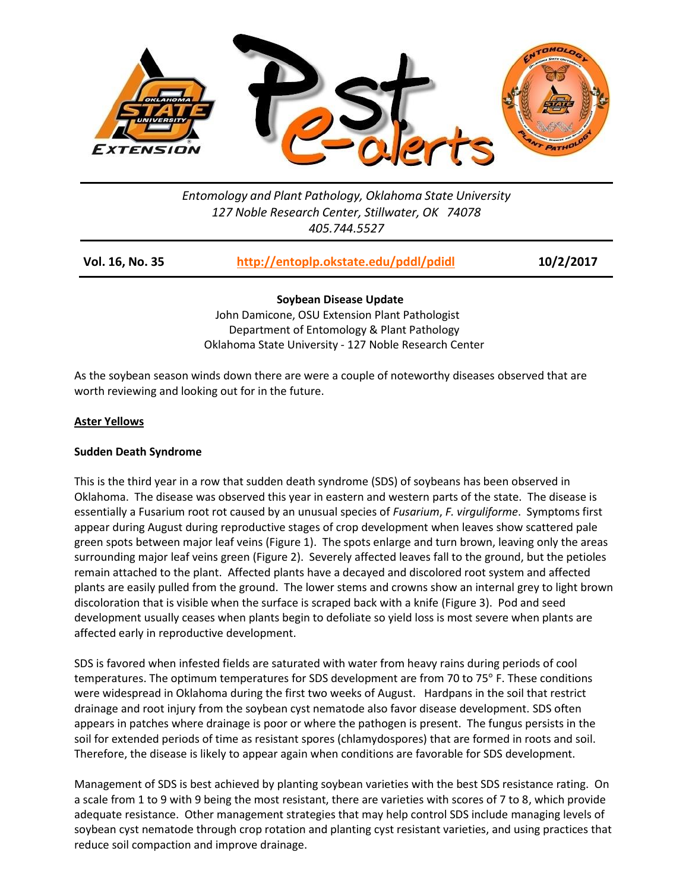Entomology and Plant Pathology, Oklahoma State University
127 Noble Research Center, Stillwater, OK 74078
405.744.5527

**Vol. 16, No. 35** | **http://entoplp.okstate.edu/pddl/pdidl** | **10/2/2017**

## Soybean Disease Update

John Damicone, OSU Extension Plant Pathologist
Department of Entomology & Plant Pathology
Oklahoma State University - 127 Noble Research Center

As the soybean season winds down there are were a couple of noteworthy diseases observed that are worth reviewing and looking out for in the future.

### Aster Yellows

### Sudden Death Syndrome

This is the third year in a row that sudden death syndrome (SDS) of soybeans has been observed in Oklahoma. The disease was observed this year in eastern and western parts of the state. The disease is essentially a Fusarium root rot caused by an unusual species of *Fusarium*, *F. virguliforme*. Symptoms first appear during August during reproductive stages of crop development when leaves show scattered pale green spots between major leaf veins (Figure 1). The spots enlarge and turn brown, leaving only the areas surrounding major leaf veins green (Figure 2). Severely affected leaves fall to the ground, but the petioles remain attached to the plant. Affected plants have a decayed and discolored root system and affected plants are easily pulled from the ground. The lower stems and crowns show an internal grey to light brown discoloration that is visible when the surface is scraped back with a knife (Figure 3). Pod and seed development usually ceases when plants begin to defoliate so yield loss is most severe when plants are affected early in reproductive development.

SDS is favored when infested fields are saturated with water from heavy rains during periods of cool temperatures. The optimum temperatures for SDS development are from 70 to 75° F. These conditions were widespread in Oklahoma during the first two weeks of August. Hardpans in the soil that restrict drainage and root injury from the soybean cyst nematode also favor disease development. SDS often appears in patches where drainage is poor or where the pathogen is present. The fungus persists in the soil for extended periods of time as resistant spores (chlamydospores) that are formed in roots and soil. Therefore, the disease is likely to appear again when conditions are favorable for SDS development.

Management of SDS is best achieved by planting soybean varieties with the best SDS resistance rating. On a scale from 1 to 9 with 9 being the most resistant, there are varieties with scores of 7 to 8, which provide adequate resistance. Other management strategies that may help control SDS include managing levels of soybean cyst nematode through crop rotation and planting cyst resistant varieties, and using practices that reduce soil compaction and improve drainage.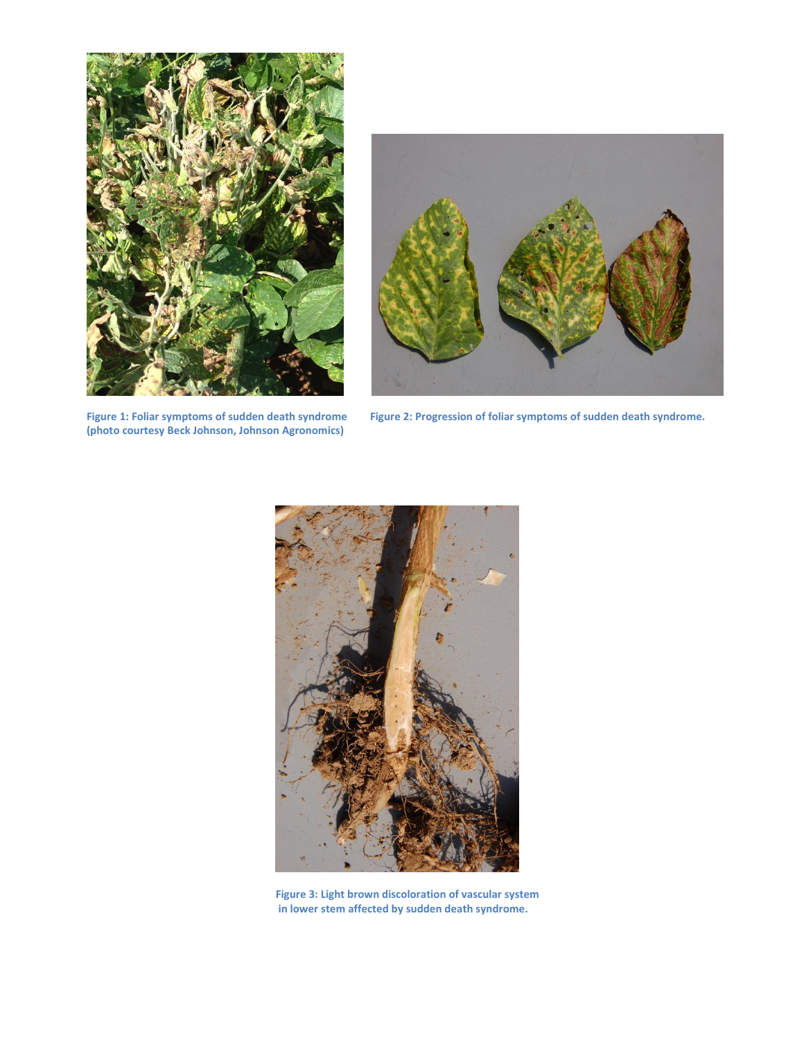Figure 1: Foliar symptoms of sudden death syndrome (photo courtesy Beck Johnson, Johnson Agronomics)

Figure 2: Progression of foliar symptoms of sudden death syndrome.

Figure 3: Light brown discoloration of vascular system in lower stem affected by sudden death syndrome.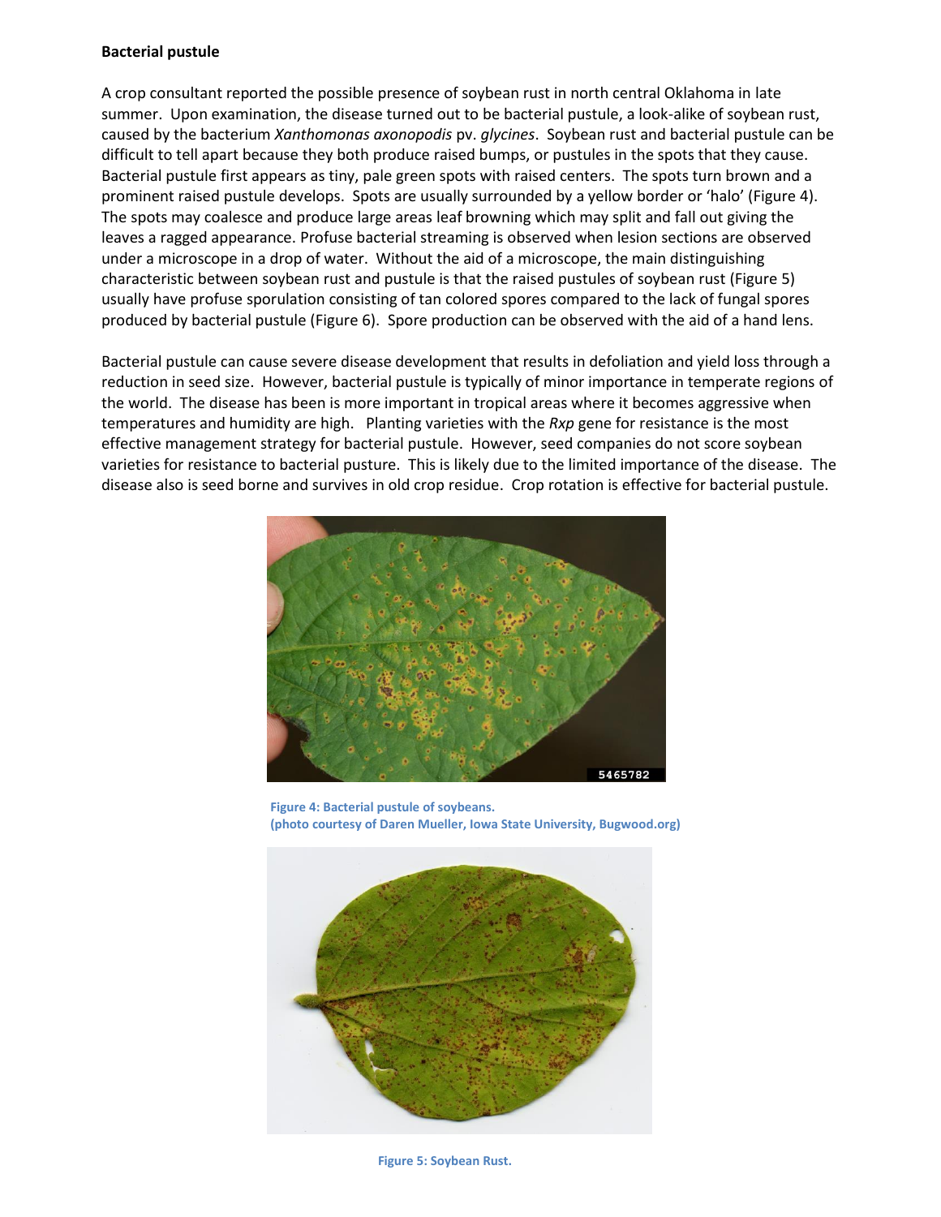**Bacterial pustule**

A crop consultant reported the possible presence of soybean rust in north central Oklahoma in late summer. Upon examination, the disease turned out to be bacterial pustule, a look-alike of soybean rust, caused by the bacterium *Xanthomonas axonopodis* pv. *glycines*. Soybean rust and bacterial pustule can be difficult to tell apart because they both produce raised bumps, or pustules in the spots that they cause. Bacterial pustule first appears as tiny, pale green spots with raised centers. The spots turn brown and a prominent raised pustule develops. Spots are usually surrounded by a yellow border or 'halo' (Figure 4). The spots may coalesce and produce large areas leaf browning which may split and fall out giving the leaves a ragged appearance. Profuse bacterial streaming is observed when lesion sections are observed under a microscope in a drop of water. Without the aid of a microscope, the main distinguishing characteristic between soybean rust and pustule is that the raised pustules of soybean rust (Figure 5) usually have profuse sporulation consisting of tan colored spores compared to the lack of fungal spores produced by bacterial pustule (Figure 6). Spore production can be observed with the aid of a hand lens.

Bacterial pustule can cause severe disease development that results in defoliation and yield loss through a reduction in seed size. However, bacterial pustule is typically of minor importance in temperate regions of the world. The disease has been is more important in tropical areas where it becomes aggressive when temperatures and humidity are high. Planting varieties with the *Rxp* gene for resistance is the most effective management strategy for bacterial pustule. However, seed companies do not score soybean varieties for resistance to bacterial pusture. This is likely due to the limited importance of the disease. The disease also is seed borne and survives in old crop residue. Crop rotation is effective for bacterial pustule.

**Figure 4: Bacterial pustule of soybeans. (photo courtesy of Daren Mueller, Iowa State University, Bugwood.org)**

**Figure 5: Soybean Rust.**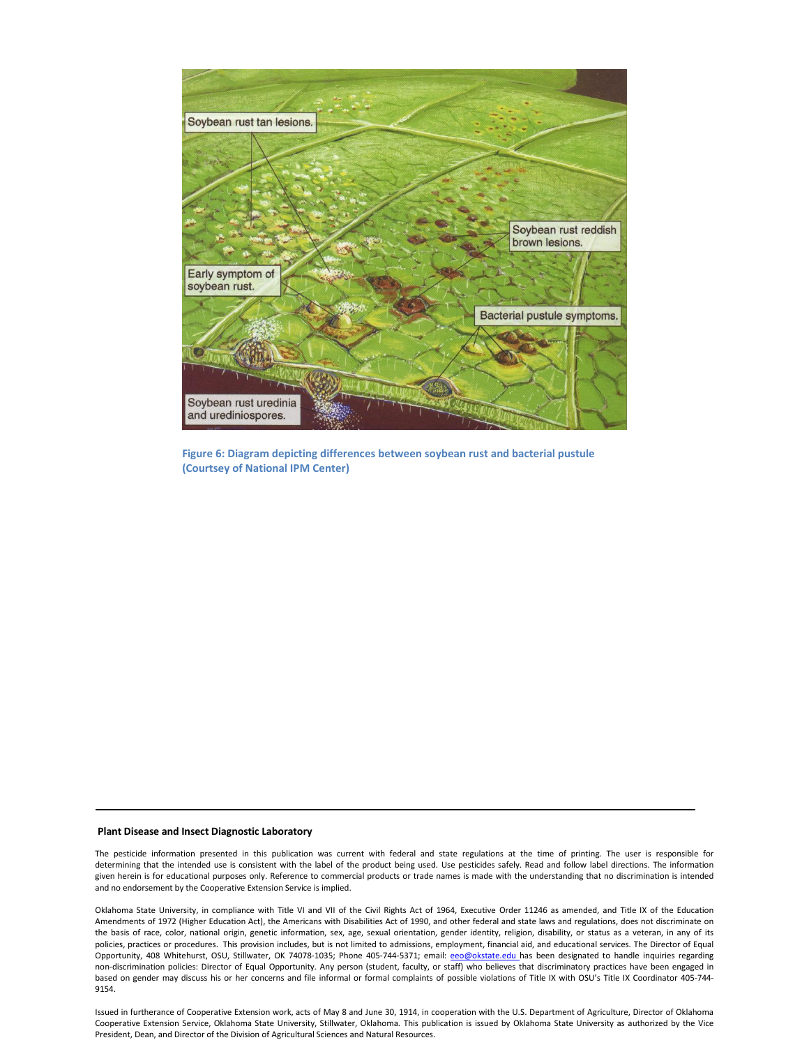Soybean rust tan lesions.

Soybean rust reddish brown lesions.

Early symptom of soybean rust.

Bacterial pustule symptoms.

Soybean rust uredinia and urediniospores.

**Figure 6: Diagram depicting differences between soybean rust and bacterial pustule (Courtsey of National IPM Center)**

---

**Plant Disease and Insect Diagnostic Laboratory**

The pesticide information presented in this publication was current with federal and state regulations at the time of printing. The user is responsible for determining that the intended use is consistent with the label of the product being used. Use pesticides safely. Read and follow label directions. The information given herein is for educational purposes only. Reference to commercial products or trade names is made with the understanding that no discrimination is intended and no endorsement by the Cooperative Extension Service is implied.

Oklahoma State University, in compliance with Title VI and VII of the Civil Rights Act of 1964, Executive Order 11246 as amended, and Title IX of the Education Amendments of 1972 (Higher Education Act), the Americans with Disabilities Act of 1990, and other federal and state laws and regulations, does not discriminate on the basis of race, color, national origin, genetic information, sex, age, sexual orientation, gender identity, religion, disability, or status as a veteran, in any of its policies, practices or procedures. This provision includes, but is not limited to admissions, employment, financial aid, and educational services. The Director of Equal Opportunity, 408 Whitehurst, OSU, Stillwater, OK 74078-1035; Phone 405-744-5371; email: eeo@okstate.edu has been designated to handle inquiries regarding non-discrimination policies: Director of Equal Opportunity. Any person (student, faculty, or staff) who believes that discriminatory practices have been engaged in based on gender may discuss his or her concerns and file informal or formal complaints of possible violations of Title IX with OSU's Title IX Coordinator 405-744-9154.

Issued in furtherance of Cooperative Extension work, acts of May 8 and June 30, 1914, in cooperation with the U.S. Department of Agriculture, Director of Oklahoma Cooperative Extension Service, Oklahoma State University, Stillwater, Oklahoma. This publication is issued by Oklahoma State University as authorized by the Vice President, Dean, and Director of the Division of Agricultural Sciences and Natural Resources.